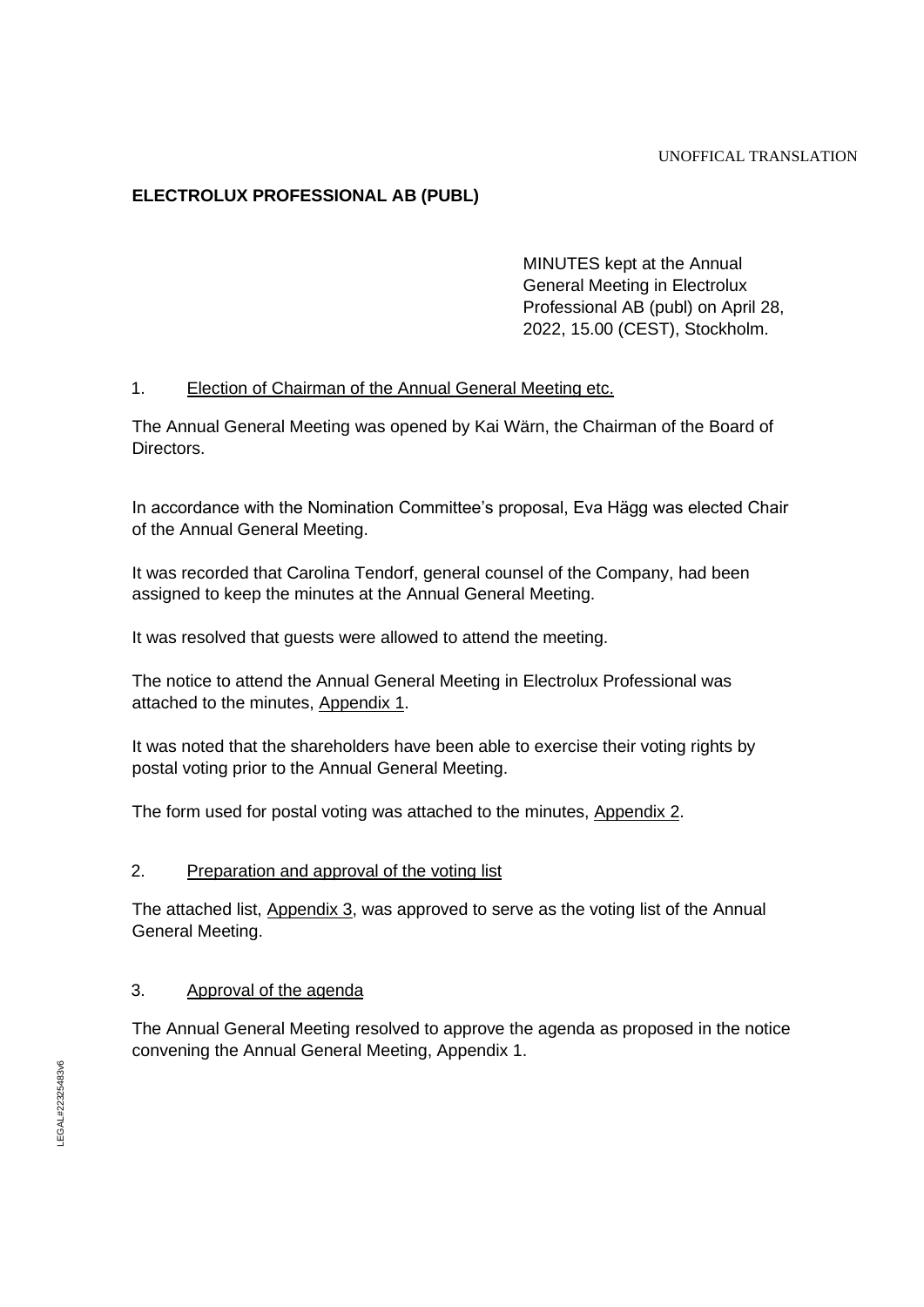UNOFFICAL TRANSLATION

**ELECTROLUX PROFESSIONAL AB (PUBL)**

MINUTES kept at the Annual General Meeting in Electrolux Professional AB (publ) on April 28, 2022, 15.00 (CEST), Stockholm.

1. Election of Chairman of the Annual General Meeting etc.

The Annual General Meeting was opened by Kai Wärn, the Chairman of the Board of Directors.

In accordance with the Nomination Committee's proposal, Eva Hägg was elected Chair of the Annual General Meeting.

It was recorded that Carolina Tendorf, general counsel of the Company, had been assigned to keep the minutes at the Annual General Meeting.

It was resolved that guests were allowed to attend the meeting.

The notice to attend the Annual General Meeting in Electrolux Professional was attached to the minutes, Appendix 1.

It was noted that the shareholders have been able to exercise their voting rights by postal voting prior to the Annual General Meeting.

The form used for postal voting was attached to the minutes, Appendix 2.

2. Preparation and approval of the voting list

The attached list, Appendix 3, was approved to serve as the voting list of the Annual General Meeting.

3. Approval of the agenda

The Annual General Meeting resolved to approve the agenda as proposed in the notice convening the Annual General Meeting, Appendix 1.

LEGAL#22325483v6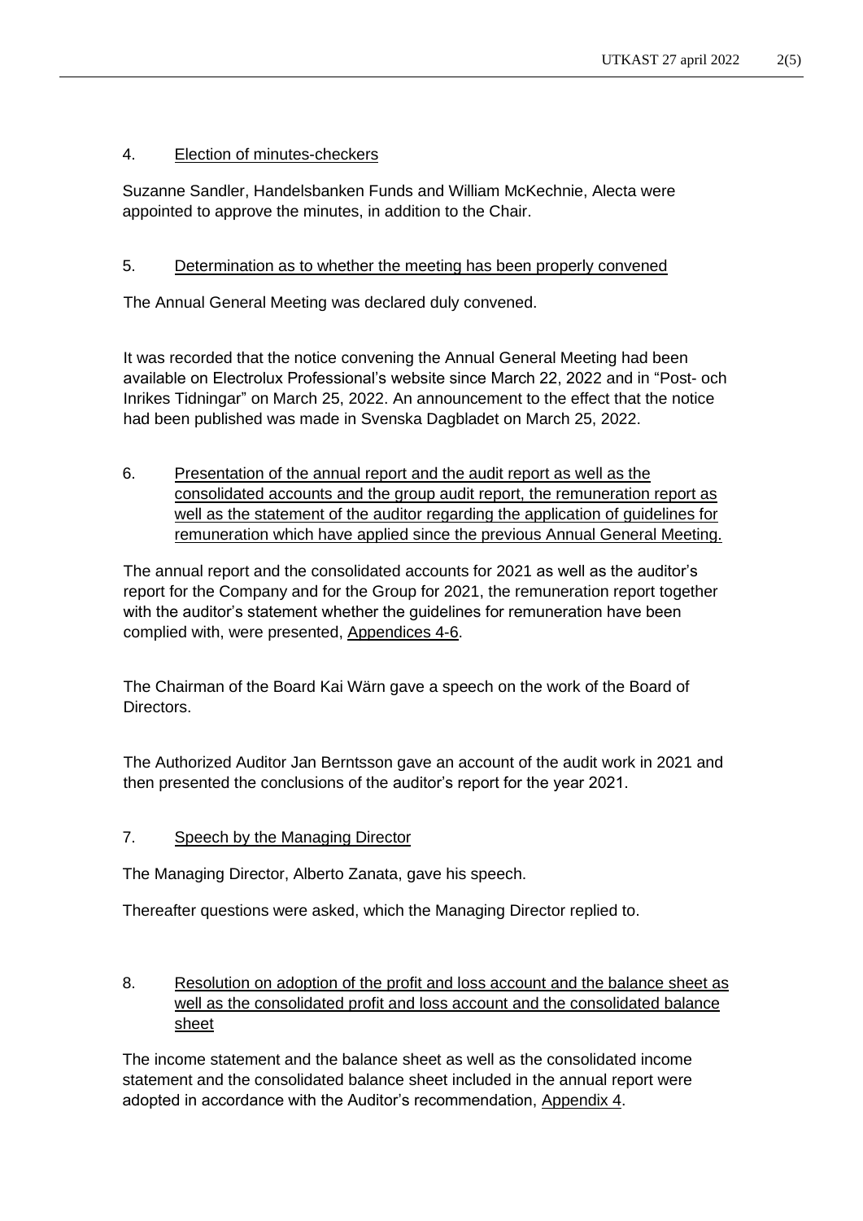4. <u>Election of minutes-checkers</u>

Suzanne Sandler, Handelsbanken Funds and William McKechnie, Alecta were appointed to approve the minutes, in addition to the Chair.

5. <u>Determination as to whether the meeting has been properly convened</u>

The Annual General Meeting was declared duly convened.

It was recorded that the notice convening the Annual General Meeting had been available on Electrolux Professional's website since March 22, 2022 and in "Post- och Inrikes Tidningar" on March 25, 2022. An announcement to the effect that the notice had been published was made in Svenska Dagbladet on March 25, 2022.

6. <u>Presentation of the annual report and the audit report as well as the consolidated accounts and the group audit report, the remuneration report as well as the statement of the auditor regarding the application of guidelines for remuneration which have applied since the previous Annual General Meeting.</u>

The annual report and the consolidated accounts for 2021 as well as the auditor's report for the Company and for the Group for 2021, the remuneration report together with the auditor's statement whether the guidelines for remuneration have been complied with, were presented, <u>Appendices 4-6</u>.

The Chairman of the Board Kai Wärn gave a speech on the work of the Board of Directors.

The Authorized Auditor Jan Berntsson gave an account of the audit work in 2021 and then presented the conclusions of the auditor's report for the year 2021.

7. <u>Speech by the Managing Director</u>

The Managing Director, Alberto Zanata, gave his speech.

Thereafter questions were asked, which the Managing Director replied to.

8. <u>Resolution on adoption of the profit and loss account and the balance sheet as well as the consolidated profit and loss account and the consolidated balance sheet</u>

The income statement and the balance sheet as well as the consolidated income statement and the consolidated balance sheet included in the annual report were adopted in accordance with the Auditor's recommendation, <u>Appendix 4</u>.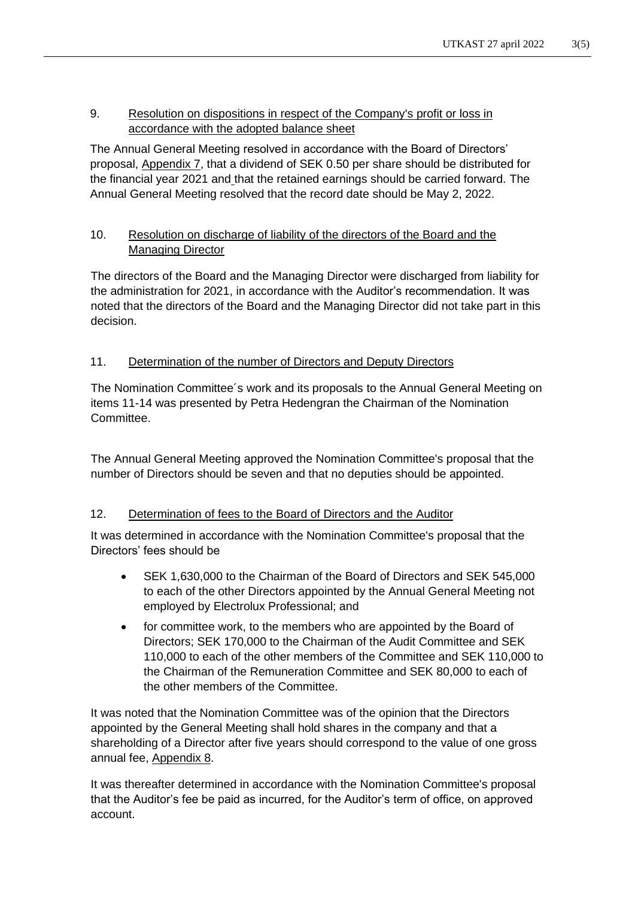## 9. Resolution on dispositions in respect of the Company's profit or loss in accordance with the adopted balance sheet

The Annual General Meeting resolved in accordance with the Board of Directors' proposal, Appendix 7, that a dividend of SEK 0.50 per share should be distributed for the financial year 2021 and that the retained earnings should be carried forward. The Annual General Meeting resolved that the record date should be May 2, 2022.

## 10. Resolution on discharge of liability of the directors of the Board and the Managing Director

The directors of the Board and the Managing Director were discharged from liability for the administration for 2021, in accordance with the Auditor's recommendation. It was noted that the directors of the Board and the Managing Director did not take part in this decision.

## 11. Determination of the number of Directors and Deputy Directors

The Nomination Committee´s work and its proposals to the Annual General Meeting on items 11-14 was presented by Petra Hedengran the Chairman of the Nomination Committee.

The Annual General Meeting approved the Nomination Committee's proposal that the number of Directors should be seven and that no deputies should be appointed.

## 12. Determination of fees to the Board of Directors and the Auditor

It was determined in accordance with the Nomination Committee's proposal that the Directors' fees should be

- SEK 1,630,000 to the Chairman of the Board of Directors and SEK 545,000 to each of the other Directors appointed by the Annual General Meeting not employed by Electrolux Professional; and
- for committee work, to the members who are appointed by the Board of Directors; SEK 170,000 to the Chairman of the Audit Committee and SEK 110,000 to each of the other members of the Committee and SEK 110,000 to the Chairman of the Remuneration Committee and SEK 80,000 to each of the other members of the Committee.

It was noted that the Nomination Committee was of the opinion that the Directors appointed by the General Meeting shall hold shares in the company and that a shareholding of a Director after five years should correspond to the value of one gross annual fee, Appendix 8.

It was thereafter determined in accordance with the Nomination Committee's proposal that the Auditor's fee be paid as incurred, for the Auditor's term of office, on approved account.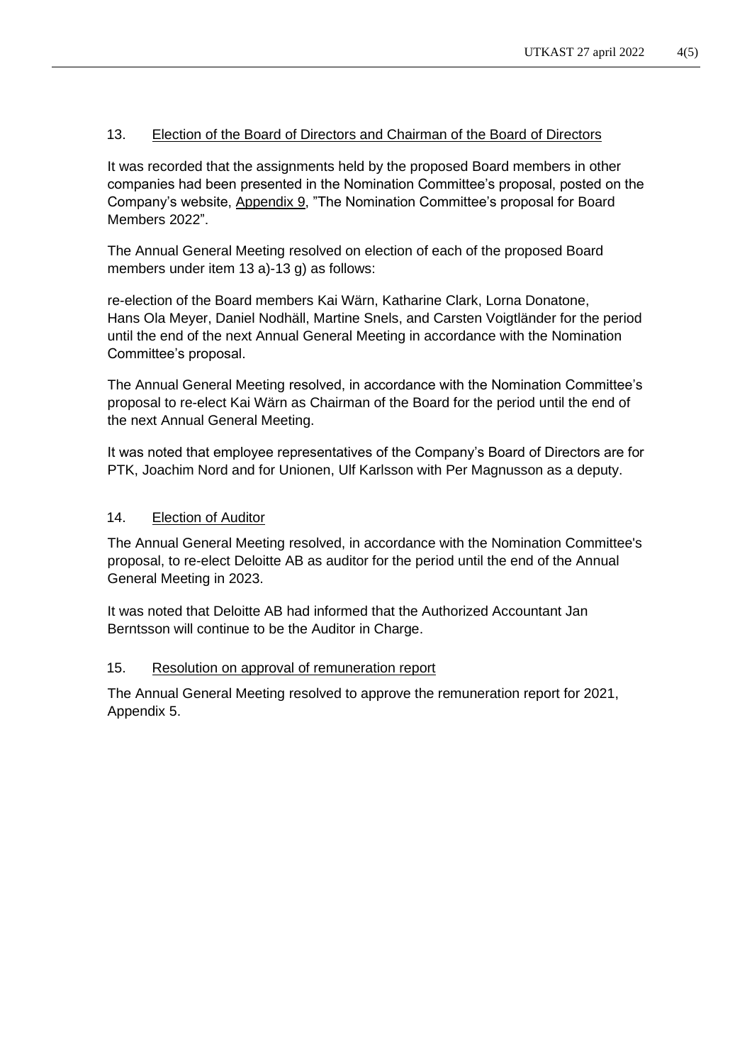13. <u>Election of the Board of Directors and Chairman of the Board of Directors</u>

It was recorded that the assignments held by the proposed Board members in other companies had been presented in the Nomination Committee's proposal, posted on the Company's website, <u>Appendix 9</u>, "The Nomination Committee's proposal for Board Members 2022".

The Annual General Meeting resolved on election of each of the proposed Board members under item 13 a)-13 g) as follows:

re-election of the Board members Kai Wärn, Katharine Clark, Lorna Donatone, Hans Ola Meyer, Daniel Nodhäll, Martine Snels, and Carsten Voigtländer for the period until the end of the next Annual General Meeting in accordance with the Nomination Committee's proposal.

The Annual General Meeting resolved, in accordance with the Nomination Committee's proposal to re-elect Kai Wärn as Chairman of the Board for the period until the end of the next Annual General Meeting.

It was noted that employee representatives of the Company's Board of Directors are for PTK, Joachim Nord and for Unionen, Ulf Karlsson with Per Magnusson as a deputy.

14. <u>Election of Auditor</u>

The Annual General Meeting resolved, in accordance with the Nomination Committee's proposal, to re-elect Deloitte AB as auditor for the period until the end of the Annual General Meeting in 2023.

It was noted that Deloitte AB had informed that the Authorized Accountant Jan Berntsson will continue to be the Auditor in Charge.

15. <u>Resolution on approval of remuneration report</u>

The Annual General Meeting resolved to approve the remuneration report for 2021, Appendix 5.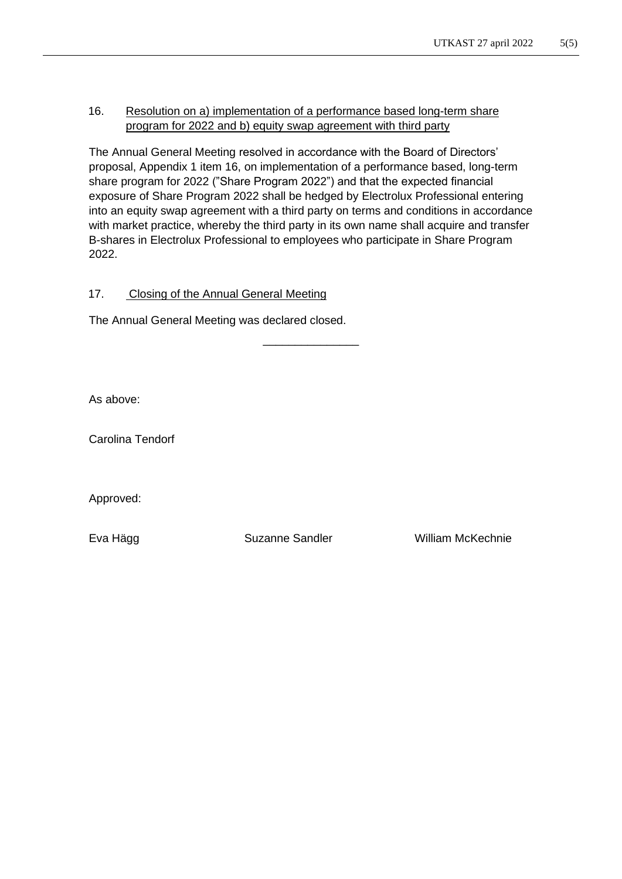16. Resolution on a) implementation of a performance based long-term share program for 2022 and b) equity swap agreement with third party

The Annual General Meeting resolved in accordance with the Board of Directors' proposal, Appendix 1 item 16, on implementation of a performance based, long-term share program for 2022 ("Share Program 2022") and that the expected financial exposure of Share Program 2022 shall be hedged by Electrolux Professional entering into an equity swap agreement with a third party on terms and conditions in accordance with market practice, whereby the third party in its own name shall acquire and transfer B-shares in Electrolux Professional to employees who participate in Share Program 2022.

17. Closing of the Annual General Meeting

The Annual General Meeting was declared closed.

_______________

As above:

Carolina Tendorf

Approved:

Eva Hägg    Suzanne Sandler    William McKechnie